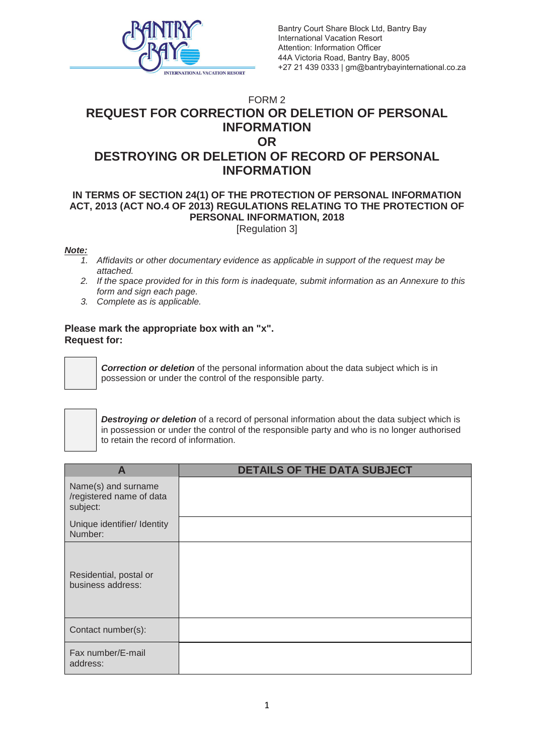Bantry Court Share Block Ltd, Bantry Bay International Vacation Resort
Attention: Information Officer
44A Victoria Road, Bantry Bay, 8005
+27 21 439 0333 | gm@bantrybayinternational.co.za

FORM 2

# REQUEST FOR CORRECTION OR DELETION OF PERSONAL INFORMATION OR DESTROYING OR DELETION OF RECORD OF PERSONAL INFORMATION

### IN TERMS OF SECTION 24(1) OF THE PROTECTION OF PERSONAL INFORMATION ACT, 2013 (ACT NO.4 OF 2013) REGULATIONS RELATING TO THE PROTECTION OF PERSONAL INFORMATION, 2018

[Regulation 3]

***Note:***

1. *Affidavits or other documentary evidence as applicable in support of the request may be attached.*
2. *If the space provided for in this form is inadequate, submit information as an Annexure to this form and sign each page.*
3. *Complete as is applicable.*

**Please mark the appropriate box with an "x".**
**Request for:**

☐ ***Correction or deletion*** of the personal information about the data subject which is in possession or under the control of the responsible party.

☐ ***Destroying or deletion*** of a record of personal information about the data subject which is in possession or under the control of the responsible party and who is no longer authorised to retain the record of information.

| A | DETAILS OF THE DATA SUBJECT |
|---|---|
| Name(s) and surname /registered name of data subject: | |
| Unique identifier/ Identity Number: | |
| Residential, postal or business address: | |
| Contact number(s): | |
| Fax number/E-mail address: | |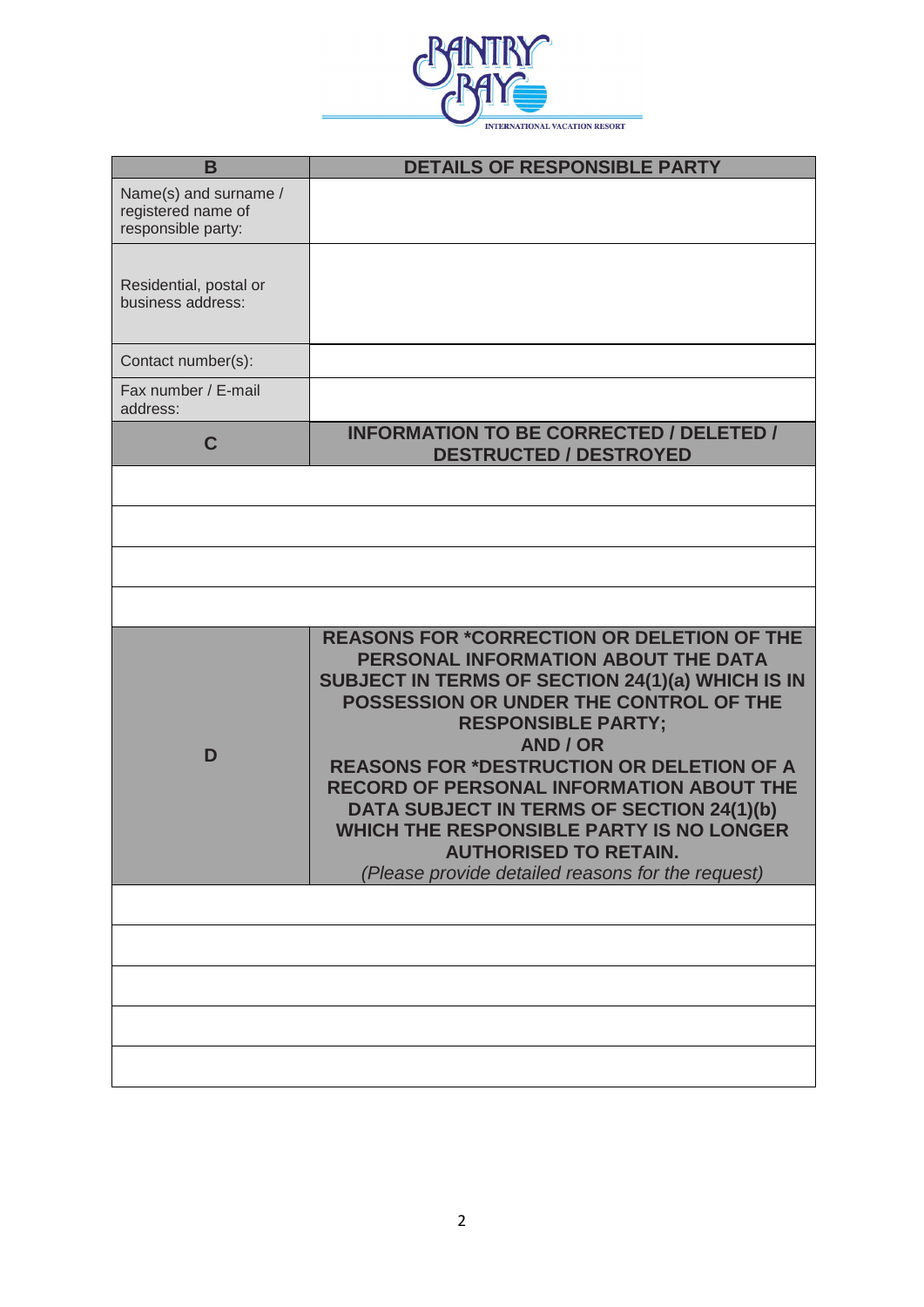BANTRY BAY
INTERNATIONAL VACATION RESORT

| B | DETAILS OF RESPONSIBLE PARTY |
|---|---|
| Name(s) and surname / registered name of responsible party: | |
| Residential, postal or business address: | |
| Contact number(s): | |
| Fax number / E-mail address: | |
| **C** | **INFORMATION TO BE CORRECTED / DELETED / DESTRUCTED / DESTROYED** |
| | |
| | |
| | |
| | |
| **D** | **REASONS FOR *CORRECTION OR DELETION OF THE PERSONAL INFORMATION ABOUT THE DATA SUBJECT IN TERMS OF SECTION 24(1)(a) WHICH IS IN POSSESSION OR UNDER THE CONTROL OF THE RESPONSIBLE PARTY; AND / OR REASONS FOR *DESTRUCTION OR DELETION OF A RECORD OF PERSONAL INFORMATION ABOUT THE DATA SUBJECT IN TERMS OF SECTION 24(1)(b) WHICH THE RESPONSIBLE PARTY IS NO LONGER AUTHORISED TO RETAIN.** *(Please provide detailed reasons for the request)* |
| | |
| | |
| | |
| | |
| | |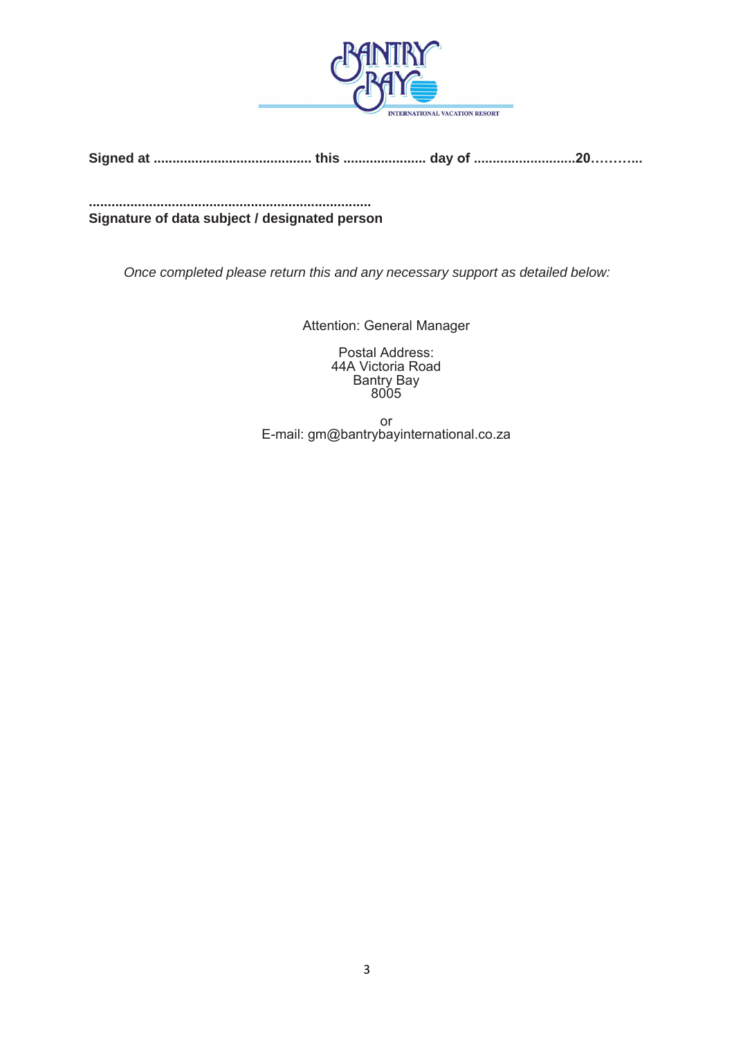**Signed at .......................................... this ...................... day of ...........................20………..**

**..........................................................................**
**Signature of data subject / designated person**

*Once completed please return this and any necessary support as detailed below:*

Attention: General Manager

Postal Address:
44A Victoria Road
Bantry Bay
8005

or
E-mail: gm@bantrybayinternational.co.za